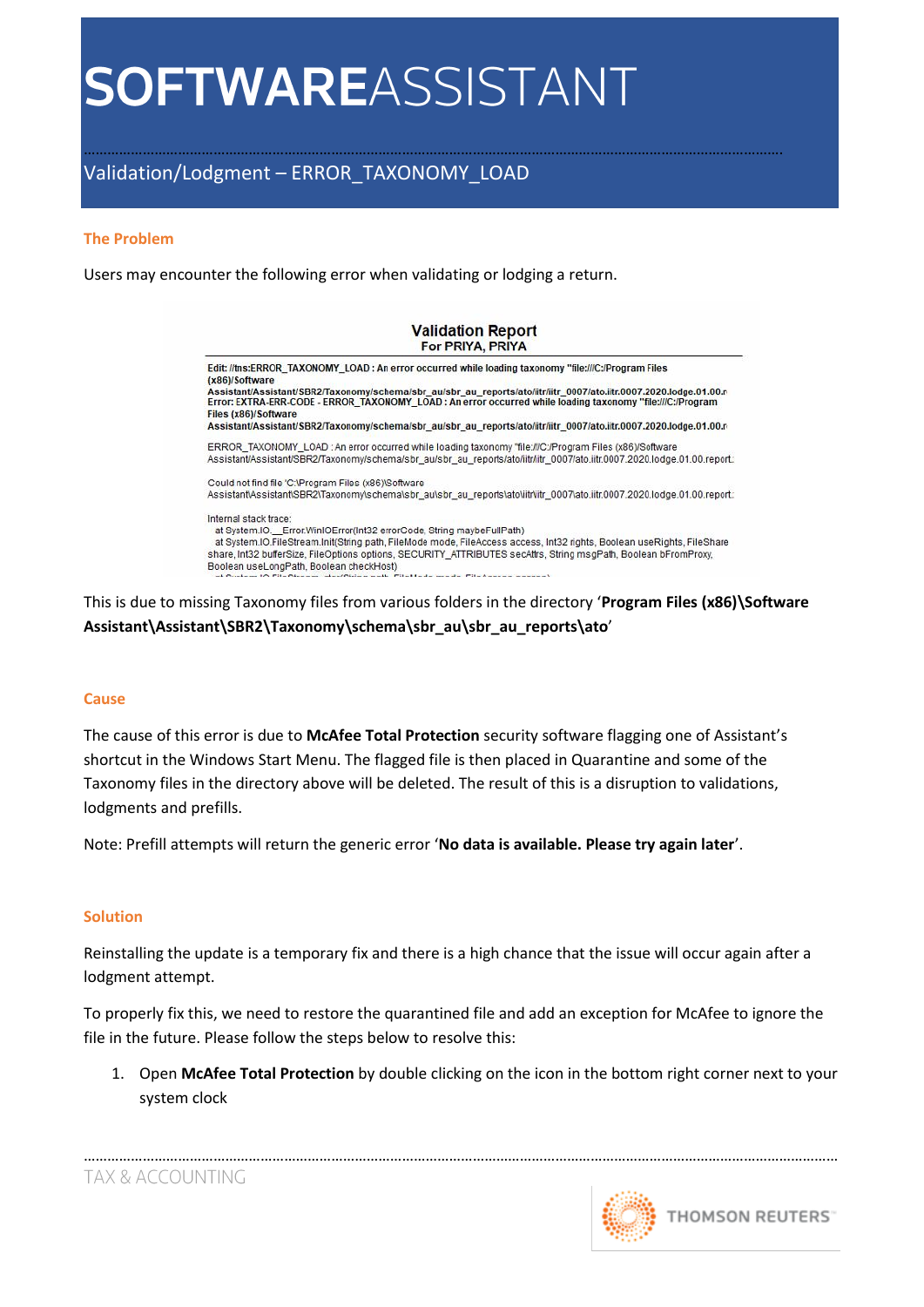// Validation/Lodgment – ERROR_TAXONOMY_LOAD

# SOFTWAREASSISTANT

## Validation/Lodgment – ERROR_TAXONOMY_LOAD

### The Problem

Users may encounter the following error when validating or lodging a return.

**Validation Report**
**For PRIYA, PRIYA**

```
Edit: //tns:ERROR_TAXONOMY_LOAD : An error occurred while loading taxonomy "file:///C:/Program Files (x86)/Software Assistant/Assistant/SBR2/Taxonomy/schema/sbr_au/sbr_au_reports/ato/iitr/iitr_0007/ato.iitr.0007.2020.lodge.01.00.r
Error: EXTRA-ERR-CODE - ERROR_TAXONOMY_LOAD : An error occurred while loading taxonomy "file:///C:/Program Files (x86)/Software Assistant/Assistant/SBR2/Taxonomy/schema/sbr_au/sbr_au_reports/ato/iitr/iitr_0007/ato.iitr.0007.2020.lodge.01.00.r

ERROR_TAXONOMY_LOAD : An error occurred while loading taxonomy "file:///C:/Program Files (x86)/Software Assistant/Assistant/SBR2/Taxonomy/schema/sbr_au/sbr_au_reports/ato/iitr/iitr_0007/ato.iitr.0007.2020.lodge.01.00.report

Could not find file 'C:\Program Files (x86)\Software Assistant\Assistant\SBR2\Taxonomy\schema\sbr_au\sbr_au_reports\ato\iitr\iitr_0007\ato.iitr.0007.2020.lodge.01.00.report

Internal stack trace:
  at System.IO.__Error.WinIOError(Int32 errorCode, String maybeFullPath)
  at System.IO.FileStream.Init(String path, FileMode mode, FileAccess access, Int32 rights, Boolean useRights, FileShare share, Int32 bufferSize, FileOptions options, SECURITY_ATTRIBUTES secAttrs, String msgPath, Boolean bFromProxy, Boolean useLongPath, Boolean checkHost)
```

This is due to missing Taxonomy files from various folders in the directory '**Program Files (x86)\Software Assistant\Assistant\SBR2\Taxonomy\schema\sbr_au\sbr_au_reports\ato**'

### Cause

The cause of this error is due to **McAfee Total Protection** security software flagging one of Assistant's shortcut in the Windows Start Menu. The flagged file is then placed in Quarantine and some of the Taxonomy files in the directory above will be deleted. The result of this is a disruption to validations, lodgments and prefills.

Note: Prefill attempts will return the generic error '**No data is available. Please try again later**'.

### Solution

Reinstalling the update is a temporary fix and there is a high chance that the issue will occur again after a lodgment attempt.

To properly fix this, we need to restore the quarantined file and add an exception for McAfee to ignore the file in the future. Please follow the steps below to resolve this:

1. Open **McAfee Total Protection** by double clicking on the icon in the bottom right corner next to your system clock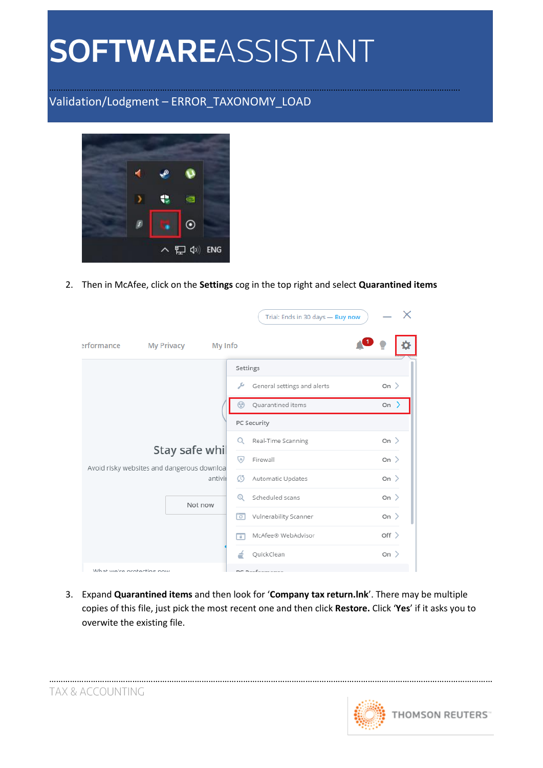2. Then in McAfee, click on the **Settings** cog in the top right and select **Quarantined items**

3. Expand **Quarantined items** and then look for '**Company tax return.lnk**'. There may be multiple copies of this file, just pick the most recent one and then click **Restore.** Click '**Yes**' if it asks you to overwite the existing file.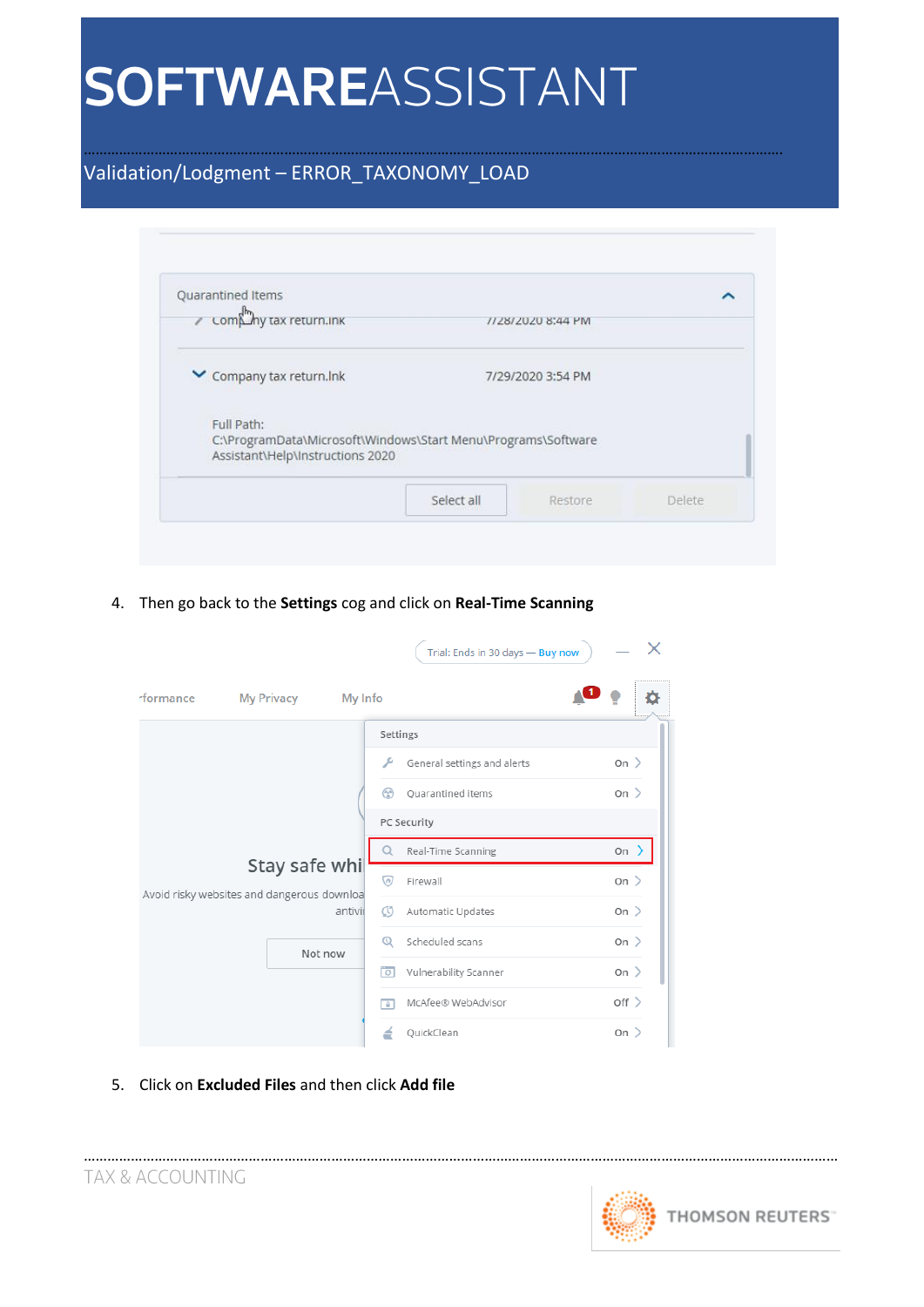4. Then go back to the **Settings** cog and click on **Real-Time Scanning**

5. Click on **Excluded Files** and then click **Add file**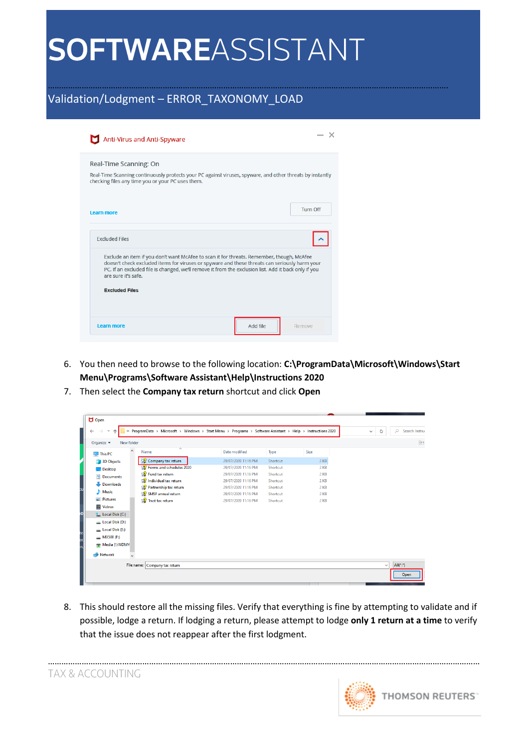6. You then need to browse to the following location: **C:\ProgramData\Microsoft\Windows\Start Menu\Programs\Software Assistant\Help\Instructions 2020**
7. Then select the **Company tax return** shortcut and click **Open**

8. This should restore all the missing files. Verify that everything is fine by attempting to validate and if possible, lodge a return. If lodging a return, please attempt to lodge **only 1 return at a time** to verify that the issue does not reappear after the first lodgment.